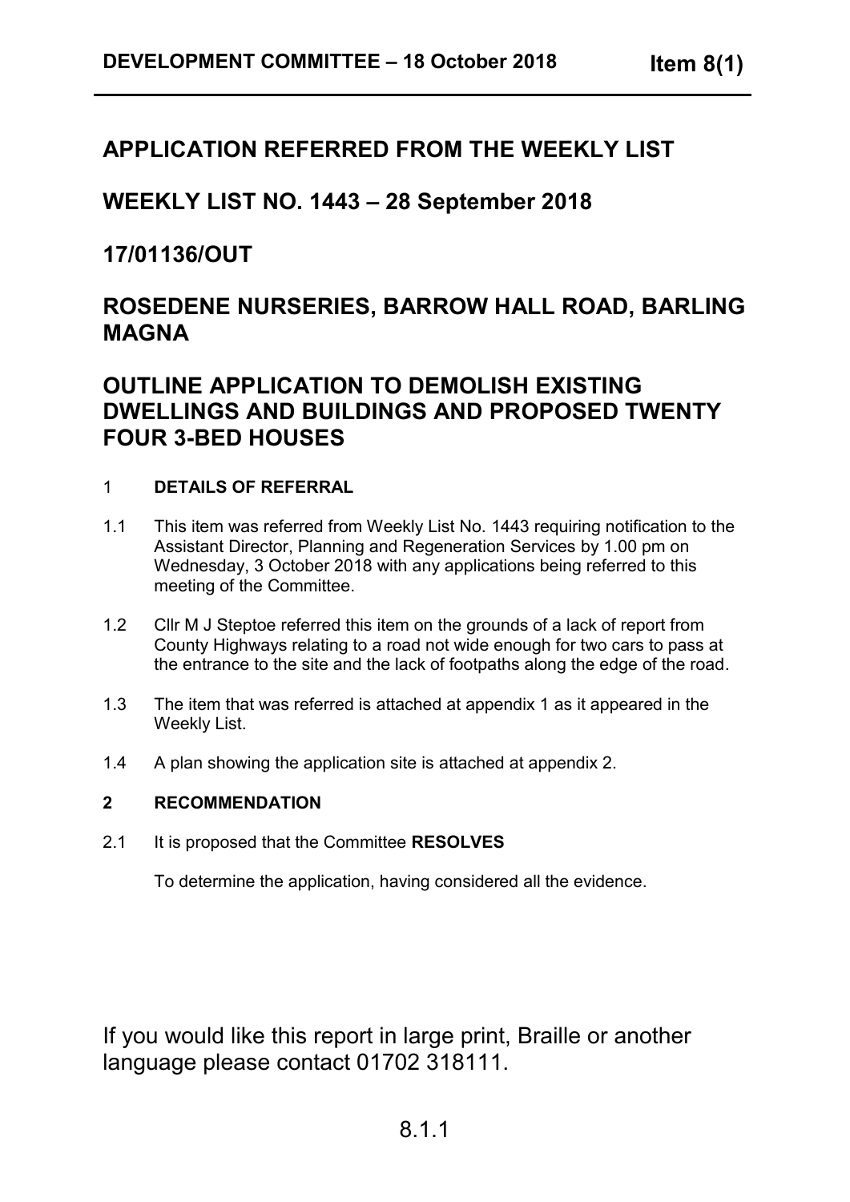# APPLICATION REFERRED FROM THE WEEKLY LIST

## WEEKLY LIST NO. 1443 – 28 September 2018

## 17/01136/OUT

## ROSEDENE NURSERIES, BARROW HALL ROAD, BARLING MAGNA

## OUTLINE APPLICATION TO DEMOLISH EXISTING DWELLINGS AND BUILDINGS AND PROPOSED TWENTY FOUR 3-BED HOUSES

### 1 DETAILS OF REFERRAL

1.1 This item was referred from Weekly List No. 1443 requiring notification to the Assistant Director, Planning and Regeneration Services by 1.00 pm on Wednesday, 3 October 2018 with any applications being referred to this meeting of the Committee.

1.2 Cllr M J Steptoe referred this item on the grounds of a lack of report from County Highways relating to a road not wide enough for two cars to pass at the entrance to the site and the lack of footpaths along the edge of the road.

1.3 The item that was referred is attached at appendix 1 as it appeared in the Weekly List.

1.4 A plan showing the application site is attached at appendix 2.

### 2 RECOMMENDATION

2.1 It is proposed that the Committee **RESOLVES**

To determine the application, having considered all the evidence.

If you would like this report in large print, Braille or another language please contact 01702 318111.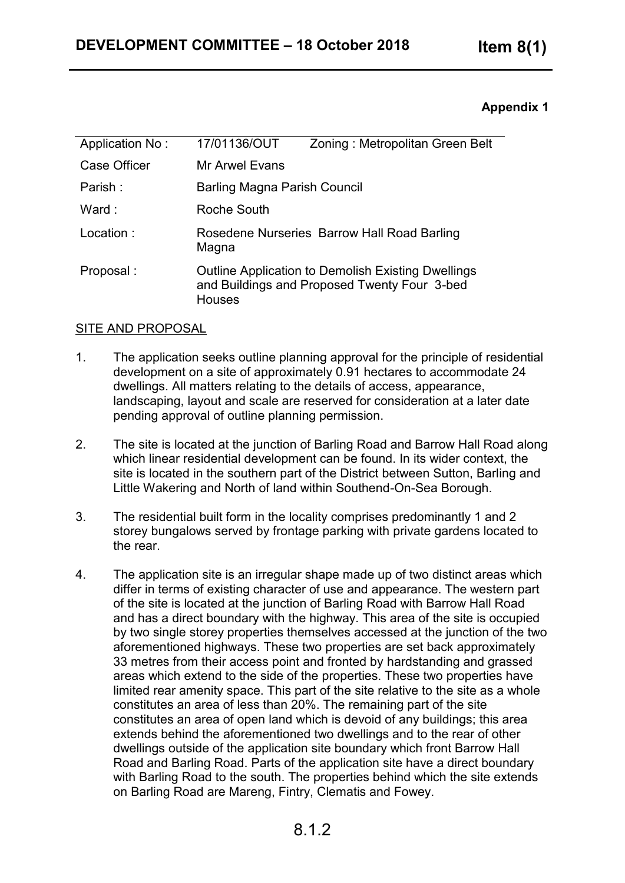**Appendix 1**

| Application No : | 17/01136/OUT | Zoning : Metropolitan Green Belt |
|---|---|---|
| Case Officer | Mr Arwel Evans | |
| Parish : | Barling Magna Parish Council | |
| Ward : | Roche South | |
| Location : | Rosedene Nurseries Barrow Hall Road Barling Magna | |
| Proposal : | Outline Application to Demolish Existing Dwellings and Buildings and Proposed Twenty Four 3-bed Houses | |

SITE AND PROPOSAL

1. The application seeks outline planning approval for the principle of residential development on a site of approximately 0.91 hectares to accommodate 24 dwellings. All matters relating to the details of access, appearance, landscaping, layout and scale are reserved for consideration at a later date pending approval of outline planning permission.

2. The site is located at the junction of Barling Road and Barrow Hall Road along which linear residential development can be found. In its wider context, the site is located in the southern part of the District between Sutton, Barling and Little Wakering and North of land within Southend-On-Sea Borough.

3. The residential built form in the locality comprises predominantly 1 and 2 storey bungalows served by frontage parking with private gardens located to the rear.

4. The application site is an irregular shape made up of two distinct areas which differ in terms of existing character of use and appearance. The western part of the site is located at the junction of Barling Road with Barrow Hall Road and has a direct boundary with the highway. This area of the site is occupied by two single storey properties themselves accessed at the junction of the two aforementioned highways. These two properties are set back approximately 33 metres from their access point and fronted by hardstanding and grassed areas which extend to the side of the properties. These two properties have limited rear amenity space. This part of the site relative to the site as a whole constitutes an area of less than 20%. The remaining part of the site constitutes an area of open land which is devoid of any buildings; this area extends behind the aforementioned two dwellings and to the rear of other dwellings outside of the application site boundary which front Barrow Hall Road and Barling Road. Parts of the application site have a direct boundary with Barling Road to the south. The properties behind which the site extends on Barling Road are Mareng, Fintry, Clematis and Fowey.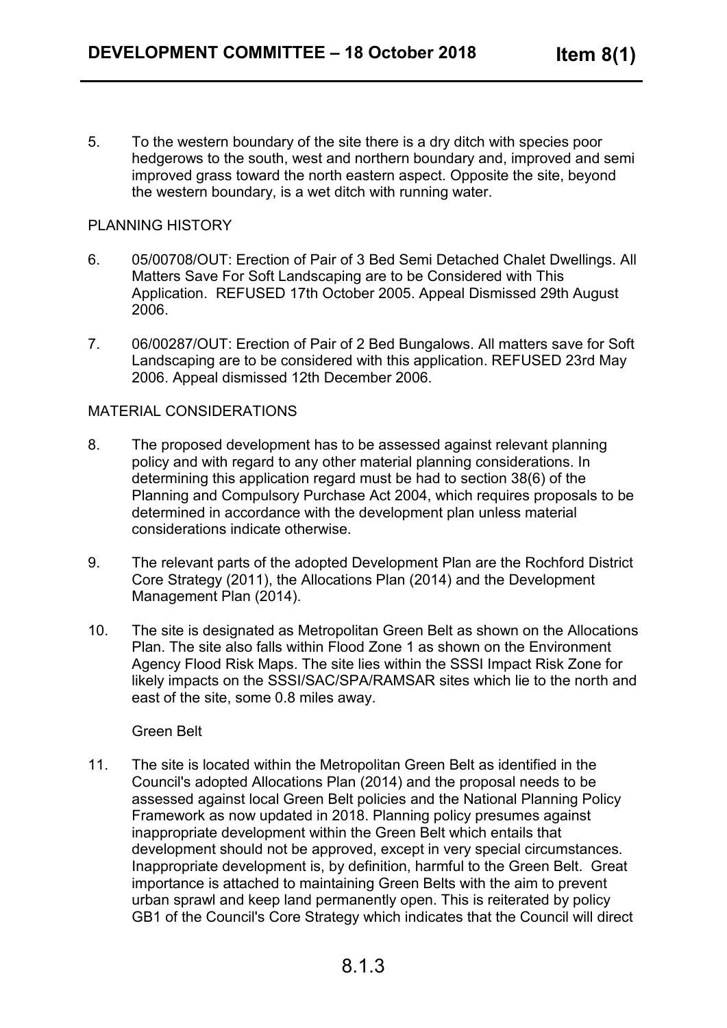5. To the western boundary of the site there is a dry ditch with species poor hedgerows to the south, west and northern boundary and, improved and semi improved grass toward the north eastern aspect. Opposite the site, beyond the western boundary, is a wet ditch with running water.

PLANNING HISTORY

6. 05/00708/OUT: Erection of Pair of 3 Bed Semi Detached Chalet Dwellings. All Matters Save For Soft Landscaping are to be Considered with This Application. REFUSED 17th October 2005. Appeal Dismissed 29th August 2006.

7. 06/00287/OUT: Erection of Pair of 2 Bed Bungalows. All matters save for Soft Landscaping are to be considered with this application. REFUSED 23rd May 2006. Appeal dismissed 12th December 2006.

MATERIAL CONSIDERATIONS

8. The proposed development has to be assessed against relevant planning policy and with regard to any other material planning considerations. In determining this application regard must be had to section 38(6) of the Planning and Compulsory Purchase Act 2004, which requires proposals to be determined in accordance with the development plan unless material considerations indicate otherwise.

9. The relevant parts of the adopted Development Plan are the Rochford District Core Strategy (2011), the Allocations Plan (2014) and the Development Management Plan (2014).

10. The site is designated as Metropolitan Green Belt as shown on the Allocations Plan. The site also falls within Flood Zone 1 as shown on the Environment Agency Flood Risk Maps. The site lies within the SSSI Impact Risk Zone for likely impacts on the SSSI/SAC/SPA/RAMSAR sites which lie to the north and east of the site, some 0.8 miles away.

Green Belt

11. The site is located within the Metropolitan Green Belt as identified in the Council's adopted Allocations Plan (2014) and the proposal needs to be assessed against local Green Belt policies and the National Planning Policy Framework as now updated in 2018. Planning policy presumes against inappropriate development within the Green Belt which entails that development should not be approved, except in very special circumstances. Inappropriate development is, by definition, harmful to the Green Belt. Great importance is attached to maintaining Green Belts with the aim to prevent urban sprawl and keep land permanently open. This is reiterated by policy GB1 of the Council's Core Strategy which indicates that the Council will direct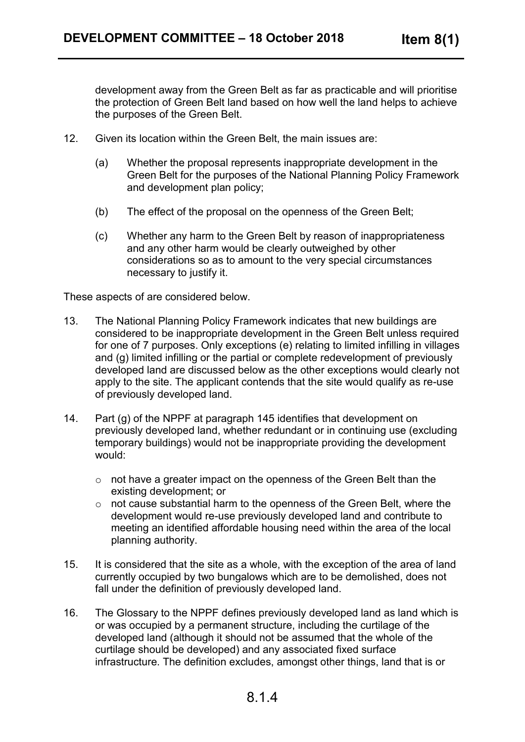development away from the Green Belt as far as practicable and will prioritise the protection of Green Belt land based on how well the land helps to achieve the purposes of the Green Belt.

12. Given its location within the Green Belt, the main issues are:

    (a) Whether the proposal represents inappropriate development in the Green Belt for the purposes of the National Planning Policy Framework and development plan policy;

    (b) The effect of the proposal on the openness of the Green Belt;

    (c) Whether any harm to the Green Belt by reason of inappropriateness and any other harm would be clearly outweighed by other considerations so as to amount to the very special circumstances necessary to justify it.

These aspects of are considered below.

13. The National Planning Policy Framework indicates that new buildings are considered to be inappropriate development in the Green Belt unless required for one of 7 purposes. Only exceptions (e) relating to limited infilling in villages and (g) limited infilling or the partial or complete redevelopment of previously developed land are discussed below as the other exceptions would clearly not apply to the site. The applicant contends that the site would qualify as re-use of previously developed land.

14. Part (g) of the NPPF at paragraph 145 identifies that development on previously developed land, whether redundant or in continuing use (excluding temporary buildings) would not be inappropriate providing the development would:

    - not have a greater impact on the openness of the Green Belt than the existing development; or
    - not cause substantial harm to the openness of the Green Belt, where the development would re-use previously developed land and contribute to meeting an identified affordable housing need within the area of the local planning authority.

15. It is considered that the site as a whole, with the exception of the area of land currently occupied by two bungalows which are to be demolished, does not fall under the definition of previously developed land.

16. The Glossary to the NPPF defines previously developed land as land which is or was occupied by a permanent structure, including the curtilage of the developed land (although it should not be assumed that the whole of the curtilage should be developed) and any associated fixed surface infrastructure. The definition excludes, amongst other things, land that is or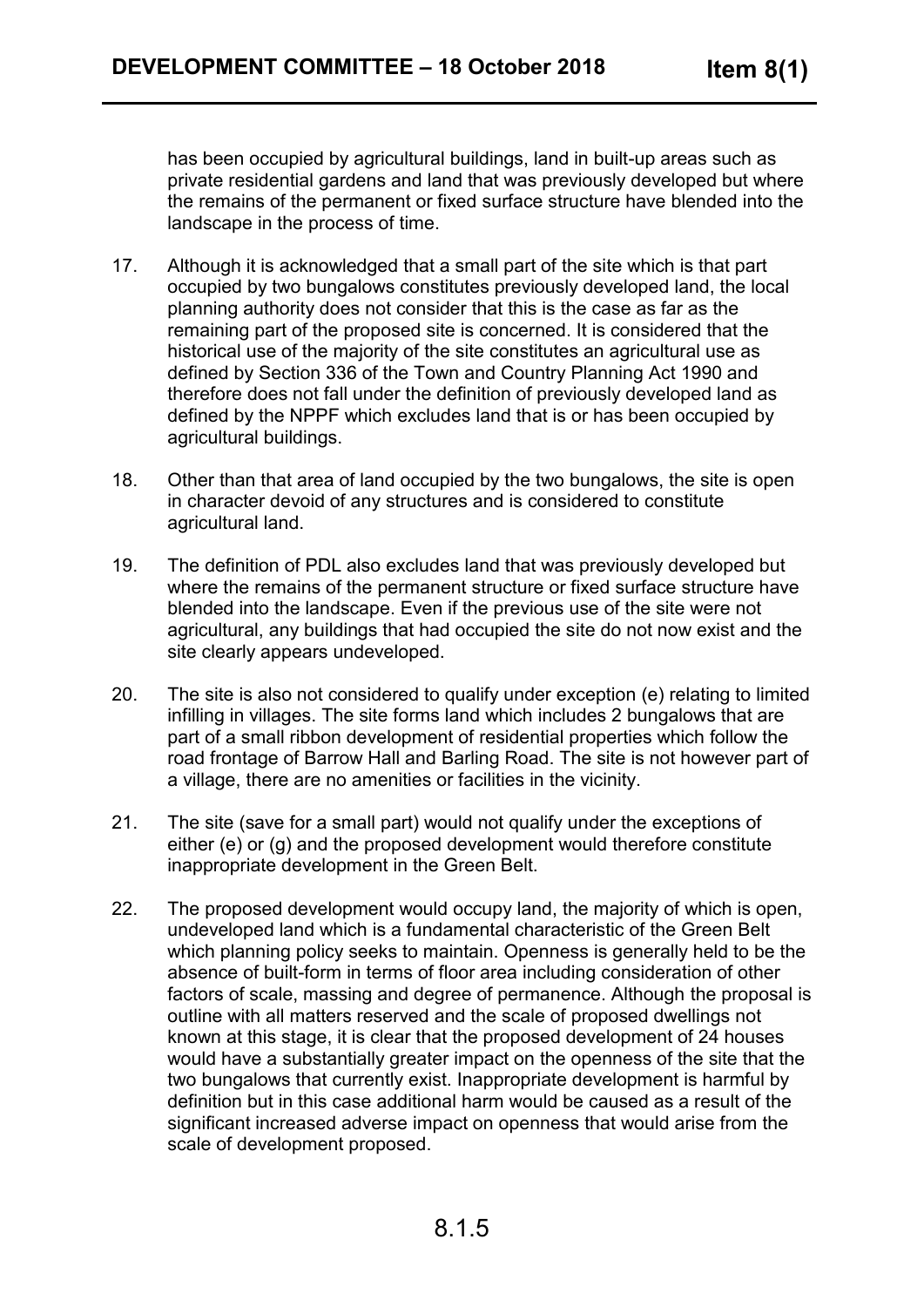has been occupied by agricultural buildings, land in built-up areas such as private residential gardens and land that was previously developed but where the remains of the permanent or fixed surface structure have blended into the landscape in the process of time.

17. Although it is acknowledged that a small part of the site which is that part occupied by two bungalows constitutes previously developed land, the local planning authority does not consider that this is the case as far as the remaining part of the proposed site is concerned. It is considered that the historical use of the majority of the site constitutes an agricultural use as defined by Section 336 of the Town and Country Planning Act 1990 and therefore does not fall under the definition of previously developed land as defined by the NPPF which excludes land that is or has been occupied by agricultural buildings.

18. Other than that area of land occupied by the two bungalows, the site is open in character devoid of any structures and is considered to constitute agricultural land.

19. The definition of PDL also excludes land that was previously developed but where the remains of the permanent structure or fixed surface structure have blended into the landscape. Even if the previous use of the site were not agricultural, any buildings that had occupied the site do not now exist and the site clearly appears undeveloped.

20. The site is also not considered to qualify under exception (e) relating to limited infilling in villages. The site forms land which includes 2 bungalows that are part of a small ribbon development of residential properties which follow the road frontage of Barrow Hall and Barling Road. The site is not however part of a village, there are no amenities or facilities in the vicinity.

21. The site (save for a small part) would not qualify under the exceptions of either (e) or (g) and the proposed development would therefore constitute inappropriate development in the Green Belt.

22. The proposed development would occupy land, the majority of which is open, undeveloped land which is a fundamental characteristic of the Green Belt which planning policy seeks to maintain. Openness is generally held to be the absence of built-form in terms of floor area including consideration of other factors of scale, massing and degree of permanence. Although the proposal is outline with all matters reserved and the scale of proposed dwellings not known at this stage, it is clear that the proposed development of 24 houses would have a substantially greater impact on the openness of the site that the two bungalows that currently exist. Inappropriate development is harmful by definition but in this case additional harm would be caused as a result of the significant increased adverse impact on openness that would arise from the scale of development proposed.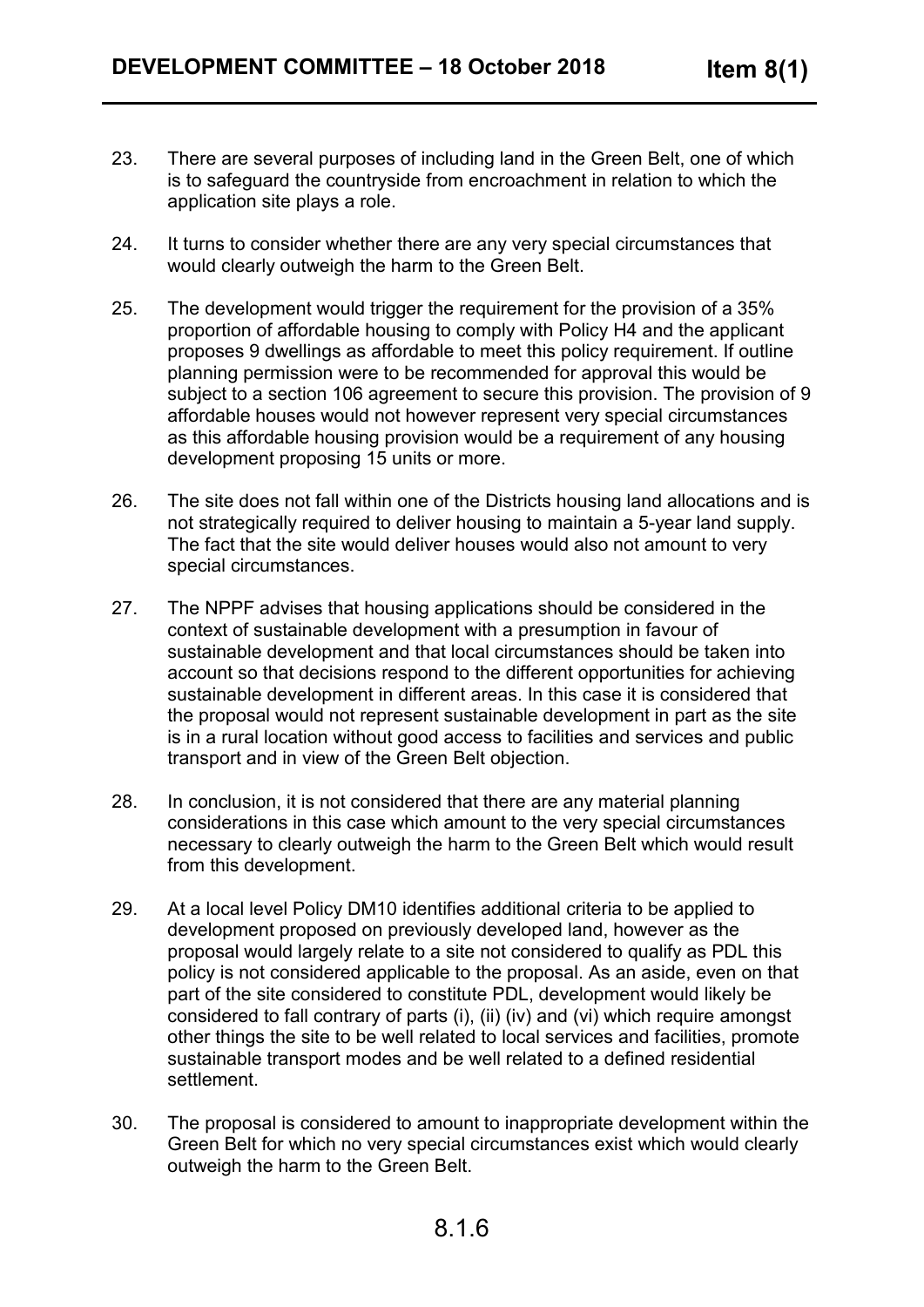23. There are several purposes of including land in the Green Belt, one of which is to safeguard the countryside from encroachment in relation to which the application site plays a role.

24. It turns to consider whether there are any very special circumstances that would clearly outweigh the harm to the Green Belt.

25. The development would trigger the requirement for the provision of a 35% proportion of affordable housing to comply with Policy H4 and the applicant proposes 9 dwellings as affordable to meet this policy requirement. If outline planning permission were to be recommended for approval this would be subject to a section 106 agreement to secure this provision. The provision of 9 affordable houses would not however represent very special circumstances as this affordable housing provision would be a requirement of any housing development proposing 15 units or more.

26. The site does not fall within one of the Districts housing land allocations and is not strategically required to deliver housing to maintain a 5-year land supply. The fact that the site would deliver houses would also not amount to very special circumstances.

27. The NPPF advises that housing applications should be considered in the context of sustainable development with a presumption in favour of sustainable development and that local circumstances should be taken into account so that decisions respond to the different opportunities for achieving sustainable development in different areas. In this case it is considered that the proposal would not represent sustainable development in part as the site is in a rural location without good access to facilities and services and public transport and in view of the Green Belt objection.

28. In conclusion, it is not considered that there are any material planning considerations in this case which amount to the very special circumstances necessary to clearly outweigh the harm to the Green Belt which would result from this development.

29. At a local level Policy DM10 identifies additional criteria to be applied to development proposed on previously developed land, however as the proposal would largely relate to a site not considered to qualify as PDL this policy is not considered applicable to the proposal. As an aside, even on that part of the site considered to constitute PDL, development would likely be considered to fall contrary of parts (i), (ii) (iv) and (vi) which require amongst other things the site to be well related to local services and facilities, promote sustainable transport modes and be well related to a defined residential settlement.

30. The proposal is considered to amount to inappropriate development within the Green Belt for which no very special circumstances exist which would clearly outweigh the harm to the Green Belt.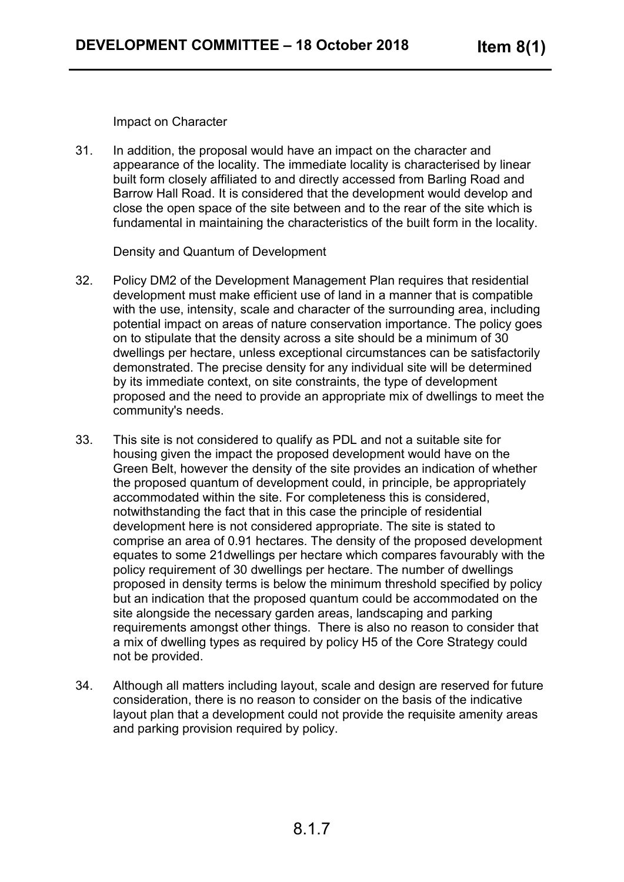Impact on Character

31. In addition, the proposal would have an impact on the character and appearance of the locality. The immediate locality is characterised by linear built form closely affiliated to and directly accessed from Barling Road and Barrow Hall Road. It is considered that the development would develop and close the open space of the site between and to the rear of the site which is fundamental in maintaining the characteristics of the built form in the locality.

Density and Quantum of Development

32. Policy DM2 of the Development Management Plan requires that residential development must make efficient use of land in a manner that is compatible with the use, intensity, scale and character of the surrounding area, including potential impact on areas of nature conservation importance. The policy goes on to stipulate that the density across a site should be a minimum of 30 dwellings per hectare, unless exceptional circumstances can be satisfactorily demonstrated. The precise density for any individual site will be determined by its immediate context, on site constraints, the type of development proposed and the need to provide an appropriate mix of dwellings to meet the community's needs.

33. This site is not considered to qualify as PDL and not a suitable site for housing given the impact the proposed development would have on the Green Belt, however the density of the site provides an indication of whether the proposed quantum of development could, in principle, be appropriately accommodated within the site. For completeness this is considered, notwithstanding the fact that in this case the principle of residential development here is not considered appropriate. The site is stated to comprise an area of 0.91 hectares. The density of the proposed development equates to some 21dwellings per hectare which compares favourably with the policy requirement of 30 dwellings per hectare. The number of dwellings proposed in density terms is below the minimum threshold specified by policy but an indication that the proposed quantum could be accommodated on the site alongside the necessary garden areas, landscaping and parking requirements amongst other things. There is also no reason to consider that a mix of dwelling types as required by policy H5 of the Core Strategy could not be provided.

34. Although all matters including layout, scale and design are reserved for future consideration, there is no reason to consider on the basis of the indicative layout plan that a development could not provide the requisite amenity areas and parking provision required by policy.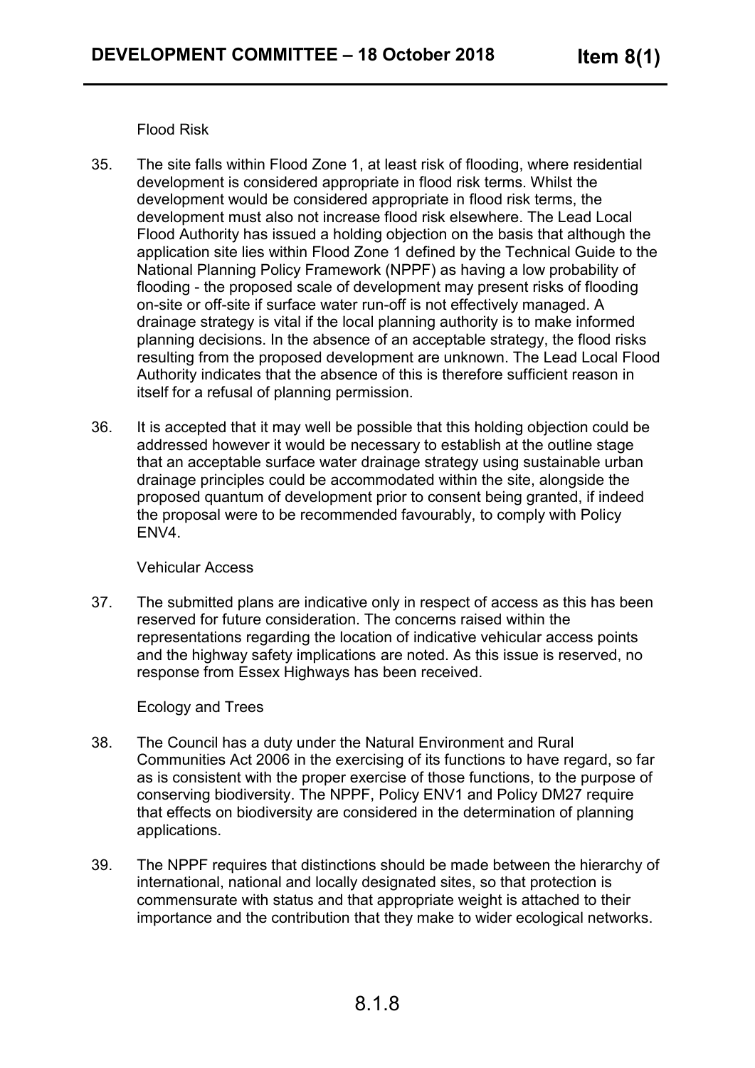Flood Risk

35. The site falls within Flood Zone 1, at least risk of flooding, where residential development is considered appropriate in flood risk terms. Whilst the development would be considered appropriate in flood risk terms, the development must also not increase flood risk elsewhere. The Lead Local Flood Authority has issued a holding objection on the basis that although the application site lies within Flood Zone 1 defined by the Technical Guide to the National Planning Policy Framework (NPPF) as having a low probability of flooding - the proposed scale of development may present risks of flooding on-site or off-site if surface water run-off is not effectively managed. A drainage strategy is vital if the local planning authority is to make informed planning decisions. In the absence of an acceptable strategy, the flood risks resulting from the proposed development are unknown. The Lead Local Flood Authority indicates that the absence of this is therefore sufficient reason in itself for a refusal of planning permission.

36. It is accepted that it may well be possible that this holding objection could be addressed however it would be necessary to establish at the outline stage that an acceptable surface water drainage strategy using sustainable urban drainage principles could be accommodated within the site, alongside the proposed quantum of development prior to consent being granted, if indeed the proposal were to be recommended favourably, to comply with Policy ENV4.

Vehicular Access

37. The submitted plans are indicative only in respect of access as this has been reserved for future consideration. The concerns raised within the representations regarding the location of indicative vehicular access points and the highway safety implications are noted. As this issue is reserved, no response from Essex Highways has been received.

Ecology and Trees

38. The Council has a duty under the Natural Environment and Rural Communities Act 2006 in the exercising of its functions to have regard, so far as is consistent with the proper exercise of those functions, to the purpose of conserving biodiversity. The NPPF, Policy ENV1 and Policy DM27 require that effects on biodiversity are considered in the determination of planning applications.

39. The NPPF requires that distinctions should be made between the hierarchy of international, national and locally designated sites, so that protection is commensurate with status and that appropriate weight is attached to their importance and the contribution that they make to wider ecological networks.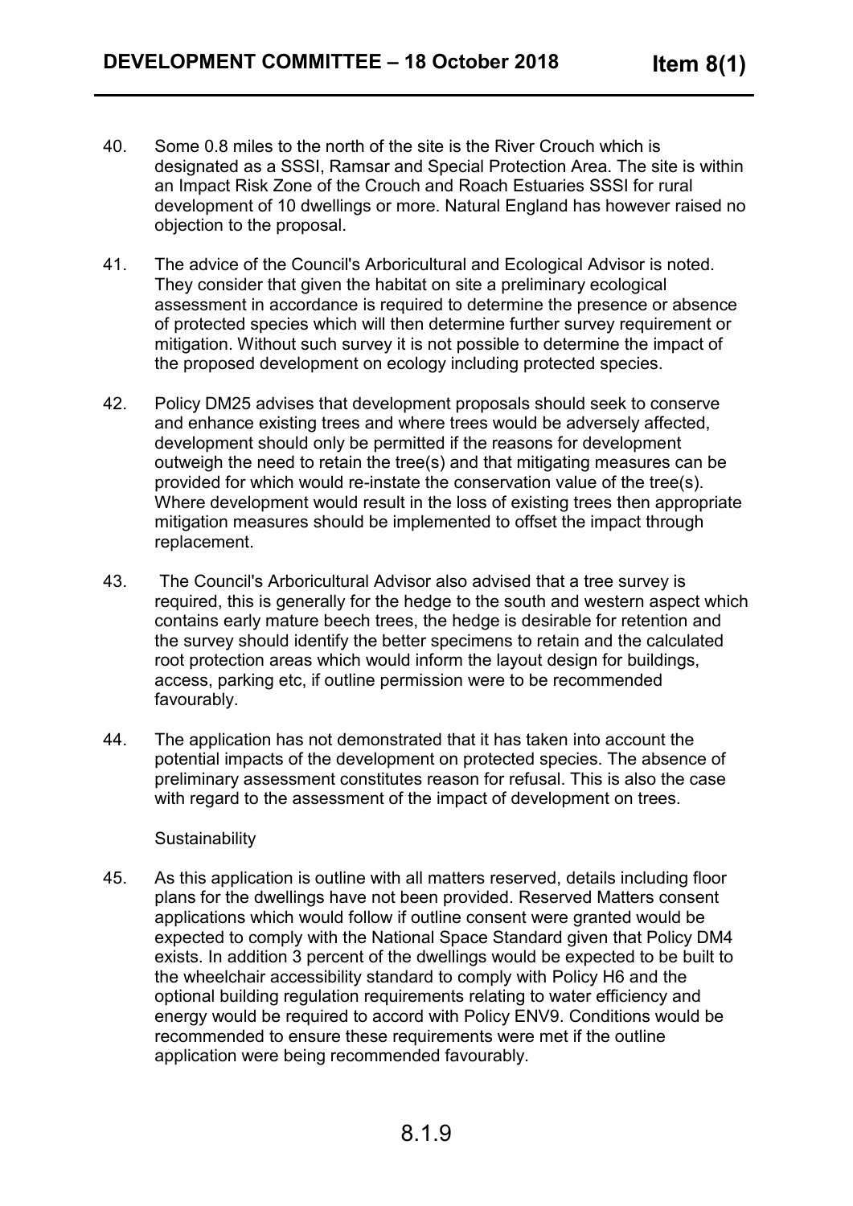40. Some 0.8 miles to the north of the site is the River Crouch which is designated as a SSSI, Ramsar and Special Protection Area. The site is within an Impact Risk Zone of the Crouch and Roach Estuaries SSSI for rural development of 10 dwellings or more. Natural England has however raised no objection to the proposal.

41. The advice of the Council's Arboricultural and Ecological Advisor is noted. They consider that given the habitat on site a preliminary ecological assessment in accordance is required to determine the presence or absence of protected species which will then determine further survey requirement or mitigation. Without such survey it is not possible to determine the impact of the proposed development on ecology including protected species.

42. Policy DM25 advises that development proposals should seek to conserve and enhance existing trees and where trees would be adversely affected, development should only be permitted if the reasons for development outweigh the need to retain the tree(s) and that mitigating measures can be provided for which would re-instate the conservation value of the tree(s). Where development would result in the loss of existing trees then appropriate mitigation measures should be implemented to offset the impact through replacement.

43. The Council's Arboricultural Advisor also advised that a tree survey is required, this is generally for the hedge to the south and western aspect which contains early mature beech trees, the hedge is desirable for retention and the survey should identify the better specimens to retain and the calculated root protection areas which would inform the layout design for buildings, access, parking etc, if outline permission were to be recommended favourably.

44. The application has not demonstrated that it has taken into account the potential impacts of the development on protected species. The absence of preliminary assessment constitutes reason for refusal. This is also the case with regard to the assessment of the impact of development on trees.

Sustainability

45. As this application is outline with all matters reserved, details including floor plans for the dwellings have not been provided. Reserved Matters consent applications which would follow if outline consent were granted would be expected to comply with the National Space Standard given that Policy DM4 exists. In addition 3 percent of the dwellings would be expected to be built to the wheelchair accessibility standard to comply with Policy H6 and the optional building regulation requirements relating to water efficiency and energy would be required to accord with Policy ENV9. Conditions would be recommended to ensure these requirements were met if the outline application were being recommended favourably.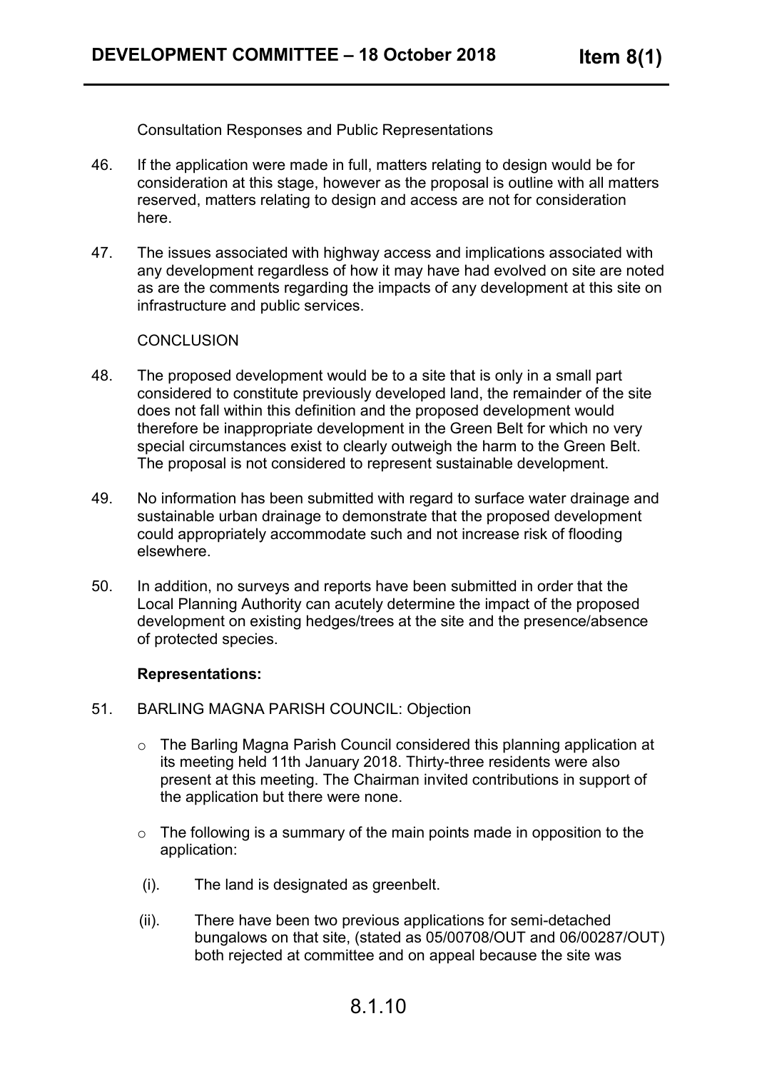Consultation Responses and Public Representations

46. If the application were made in full, matters relating to design would be for consideration at this stage, however as the proposal is outline with all matters reserved, matters relating to design and access are not for consideration here.

47. The issues associated with highway access and implications associated with any development regardless of how it may have had evolved on site are noted as are the comments regarding the impacts of any development at this site on infrastructure and public services.

CONCLUSION

48. The proposed development would be to a site that is only in a small part considered to constitute previously developed land, the remainder of the site does not fall within this definition and the proposed development would therefore be inappropriate development in the Green Belt for which no very special circumstances exist to clearly outweigh the harm to the Green Belt. The proposal is not considered to represent sustainable development.

49. No information has been submitted with regard to surface water drainage and sustainable urban drainage to demonstrate that the proposed development could appropriately accommodate such and not increase risk of flooding elsewhere.

50. In addition, no surveys and reports have been submitted in order that the Local Planning Authority can acutely determine the impact of the proposed development on existing hedges/trees at the site and the presence/absence of protected species.

**Representations:**

51. BARLING MAGNA PARISH COUNCIL: Objection

   - The Barling Magna Parish Council considered this planning application at its meeting held 11th January 2018. Thirty-three residents were also present at this meeting. The Chairman invited contributions in support of the application but there were none.

   - The following is a summary of the main points made in opposition to the application:

   (i). The land is designated as greenbelt.

   (ii). There have been two previous applications for semi-detached bungalows on that site, (stated as 05/00708/OUT and 06/00287/OUT) both rejected at committee and on appeal because the site was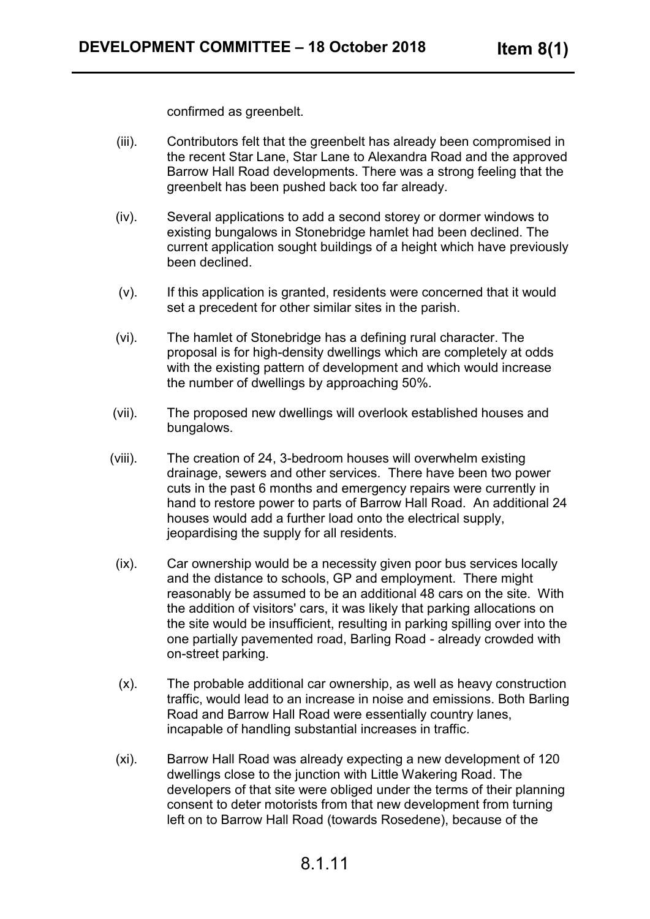confirmed as greenbelt.

(iii). Contributors felt that the greenbelt has already been compromised in the recent Star Lane, Star Lane to Alexandra Road and the approved Barrow Hall Road developments. There was a strong feeling that the greenbelt has been pushed back too far already.

(iv). Several applications to add a second storey or dormer windows to existing bungalows in Stonebridge hamlet had been declined. The current application sought buildings of a height which have previously been declined.

(v). If this application is granted, residents were concerned that it would set a precedent for other similar sites in the parish.

(vi). The hamlet of Stonebridge has a defining rural character. The proposal is for high-density dwellings which are completely at odds with the existing pattern of development and which would increase the number of dwellings by approaching 50%.

(vii). The proposed new dwellings will overlook established houses and bungalows.

(viii). The creation of 24, 3-bedroom houses will overwhelm existing drainage, sewers and other services. There have been two power cuts in the past 6 months and emergency repairs were currently in hand to restore power to parts of Barrow Hall Road. An additional 24 houses would add a further load onto the electrical supply, jeopardising the supply for all residents.

(ix). Car ownership would be a necessity given poor bus services locally and the distance to schools, GP and employment. There might reasonably be assumed to be an additional 48 cars on the site. With the addition of visitors' cars, it was likely that parking allocations on the site would be insufficient, resulting in parking spilling over into the one partially pavemented road, Barling Road - already crowded with on-street parking.

(x). The probable additional car ownership, as well as heavy construction traffic, would lead to an increase in noise and emissions. Both Barling Road and Barrow Hall Road were essentially country lanes, incapable of handling substantial increases in traffic.

(xi). Barrow Hall Road was already expecting a new development of 120 dwellings close to the junction with Little Wakering Road. The developers of that site were obliged under the terms of their planning consent to deter motorists from that new development from turning left on to Barrow Hall Road (towards Rosedene), because of the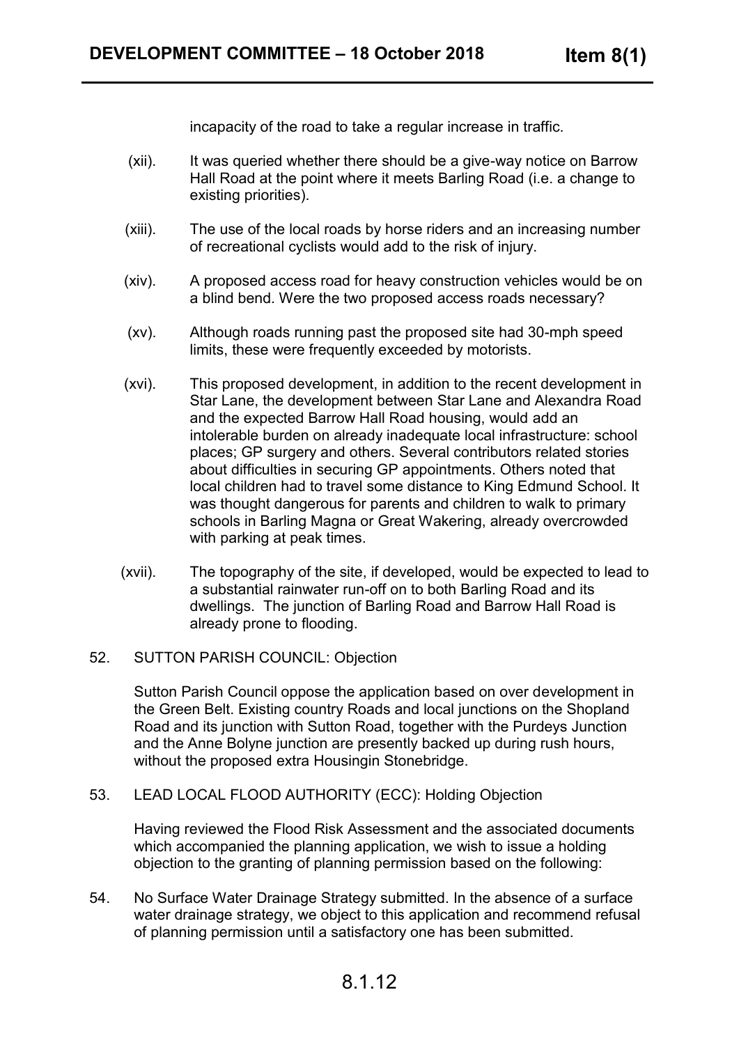incapacity of the road to take a regular increase in traffic.

(xii). It was queried whether there should be a give-way notice on Barrow Hall Road at the point where it meets Barling Road (i.e. a change to existing priorities).

(xiii). The use of the local roads by horse riders and an increasing number of recreational cyclists would add to the risk of injury.

(xiv). A proposed access road for heavy construction vehicles would be on a blind bend. Were the two proposed access roads necessary?

(xv). Although roads running past the proposed site had 30-mph speed limits, these were frequently exceeded by motorists.

(xvi). This proposed development, in addition to the recent development in Star Lane, the development between Star Lane and Alexandra Road and the expected Barrow Hall Road housing, would add an intolerable burden on already inadequate local infrastructure: school places; GP surgery and others. Several contributors related stories about difficulties in securing GP appointments. Others noted that local children had to travel some distance to King Edmund School. It was thought dangerous for parents and children to walk to primary schools in Barling Magna or Great Wakering, already overcrowded with parking at peak times.

(xvii). The topography of the site, if developed, would be expected to lead to a substantial rainwater run-off on to both Barling Road and its dwellings. The junction of Barling Road and Barrow Hall Road is already prone to flooding.

52. SUTTON PARISH COUNCIL: Objection

Sutton Parish Council oppose the application based on over development in the Green Belt. Existing country Roads and local junctions on the Shopland Road and its junction with Sutton Road, together with the Purdeys Junction and the Anne Bolyne junction are presently backed up during rush hours, without the proposed extra Housingin Stonebridge.

53. LEAD LOCAL FLOOD AUTHORITY (ECC): Holding Objection

Having reviewed the Flood Risk Assessment and the associated documents which accompanied the planning application, we wish to issue a holding objection to the granting of planning permission based on the following:

54. No Surface Water Drainage Strategy submitted. In the absence of a surface water drainage strategy, we object to this application and recommend refusal of planning permission until a satisfactory one has been submitted.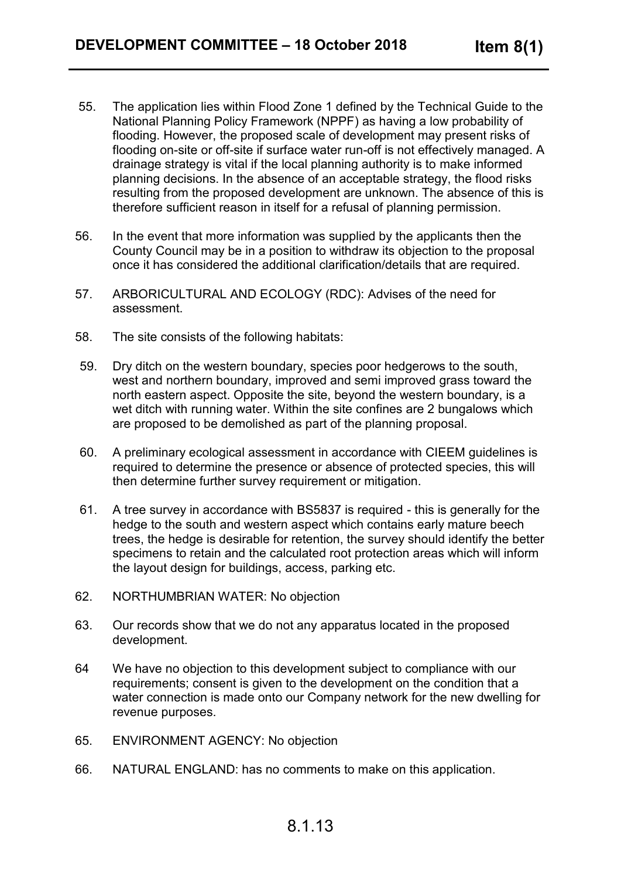55. The application lies within Flood Zone 1 defined by the Technical Guide to the National Planning Policy Framework (NPPF) as having a low probability of flooding. However, the proposed scale of development may present risks of flooding on-site or off-site if surface water run-off is not effectively managed. A drainage strategy is vital if the local planning authority is to make informed planning decisions. In the absence of an acceptable strategy, the flood risks resulting from the proposed development are unknown. The absence of this is therefore sufficient reason in itself for a refusal of planning permission.

56. In the event that more information was supplied by the applicants then the County Council may be in a position to withdraw its objection to the proposal once it has considered the additional clarification/details that are required.

57. ARBORICULTURAL AND ECOLOGY (RDC): Advises of the need for assessment.

58. The site consists of the following habitats:

59. Dry ditch on the western boundary, species poor hedgerows to the south, west and northern boundary, improved and semi improved grass toward the north eastern aspect. Opposite the site, beyond the western boundary, is a wet ditch with running water. Within the site confines are 2 bungalows which are proposed to be demolished as part of the planning proposal.

60. A preliminary ecological assessment in accordance with CIEEM guidelines is required to determine the presence or absence of protected species, this will then determine further survey requirement or mitigation.

61. A tree survey in accordance with BS5837 is required - this is generally for the hedge to the south and western aspect which contains early mature beech trees, the hedge is desirable for retention, the survey should identify the better specimens to retain and the calculated root protection areas which will inform the layout design for buildings, access, parking etc.

62. NORTHUMBRIAN WATER: No objection

63. Our records show that we do not any apparatus located in the proposed development.

64 We have no objection to this development subject to compliance with our requirements; consent is given to the development on the condition that a water connection is made onto our Company network for the new dwelling for revenue purposes.

65. ENVIRONMENT AGENCY: No objection

66. NATURAL ENGLAND: has no comments to make on this application.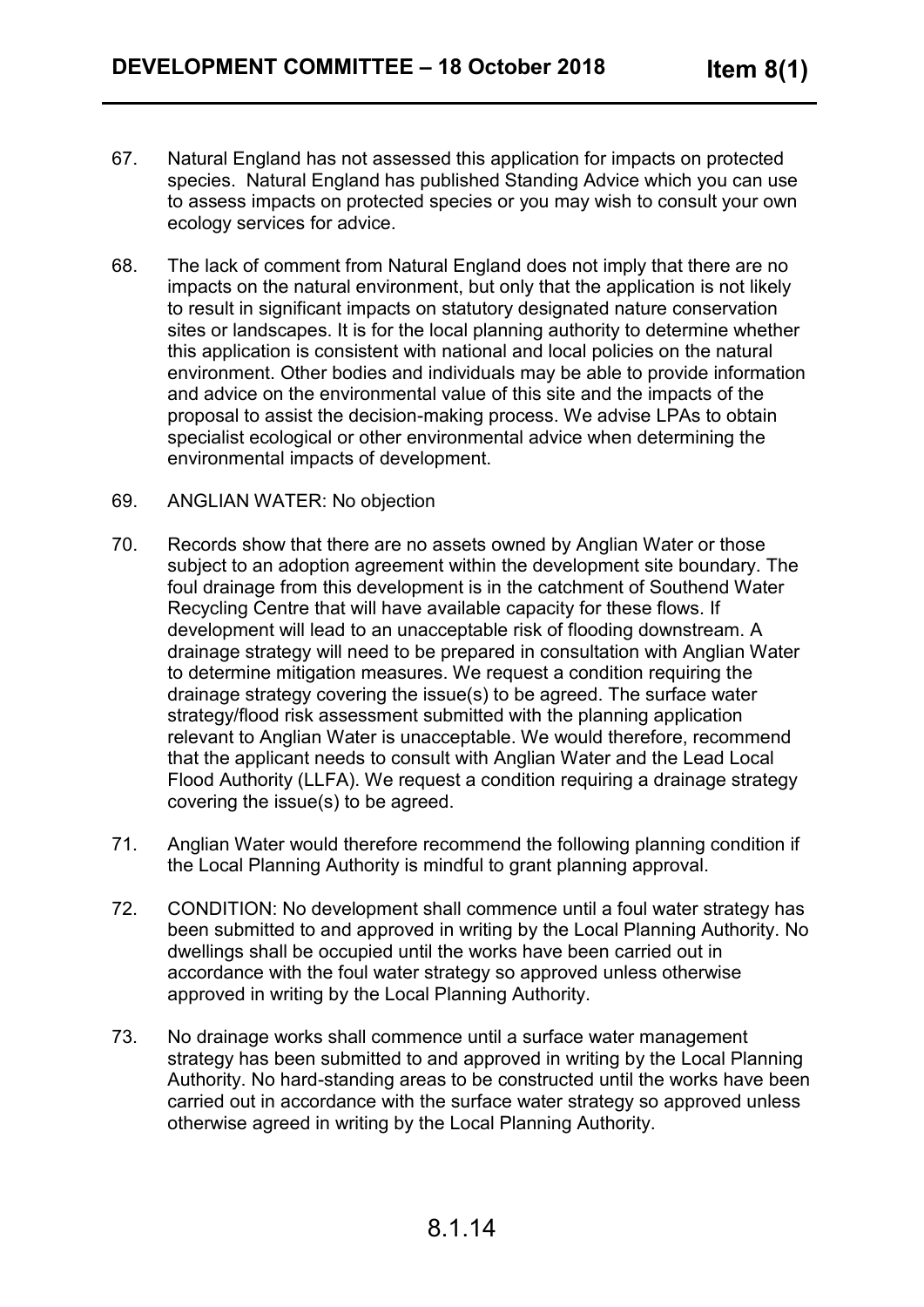67. Natural England has not assessed this application for impacts on protected species. Natural England has published Standing Advice which you can use to assess impacts on protected species or you may wish to consult your own ecology services for advice.

68. The lack of comment from Natural England does not imply that there are no impacts on the natural environment, but only that the application is not likely to result in significant impacts on statutory designated nature conservation sites or landscapes. It is for the local planning authority to determine whether this application is consistent with national and local policies on the natural environment. Other bodies and individuals may be able to provide information and advice on the environmental value of this site and the impacts of the proposal to assist the decision-making process. We advise LPAs to obtain specialist ecological or other environmental advice when determining the environmental impacts of development.

69. ANGLIAN WATER: No objection

70. Records show that there are no assets owned by Anglian Water or those subject to an adoption agreement within the development site boundary. The foul drainage from this development is in the catchment of Southend Water Recycling Centre that will have available capacity for these flows. If development will lead to an unacceptable risk of flooding downstream. A drainage strategy will need to be prepared in consultation with Anglian Water to determine mitigation measures. We request a condition requiring the drainage strategy covering the issue(s) to be agreed. The surface water strategy/flood risk assessment submitted with the planning application relevant to Anglian Water is unacceptable. We would therefore, recommend that the applicant needs to consult with Anglian Water and the Lead Local Flood Authority (LLFA). We request a condition requiring a drainage strategy covering the issue(s) to be agreed.

71. Anglian Water would therefore recommend the following planning condition if the Local Planning Authority is mindful to grant planning approval.

72. CONDITION: No development shall commence until a foul water strategy has been submitted to and approved in writing by the Local Planning Authority. No dwellings shall be occupied until the works have been carried out in accordance with the foul water strategy so approved unless otherwise approved in writing by the Local Planning Authority.

73. No drainage works shall commence until a surface water management strategy has been submitted to and approved in writing by the Local Planning Authority. No hard-standing areas to be constructed until the works have been carried out in accordance with the surface water strategy so approved unless otherwise agreed in writing by the Local Planning Authority.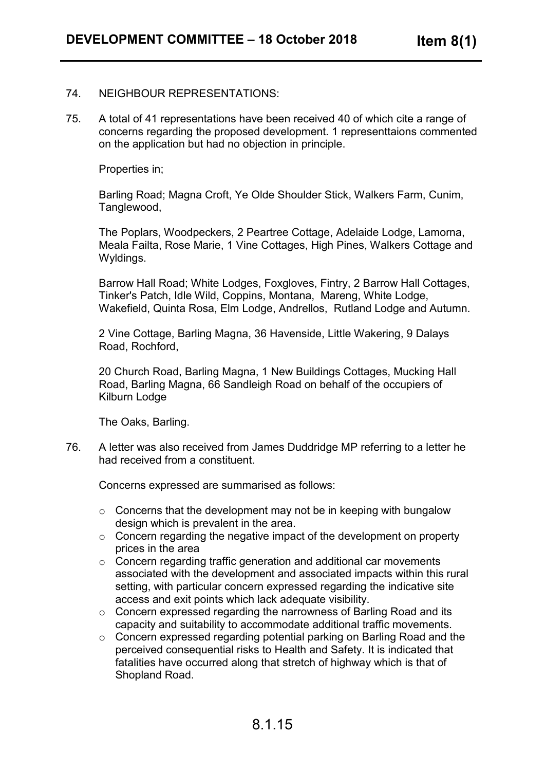74. NEIGHBOUR REPRESENTATIONS:

75. A total of 41 representations have been received 40 of which cite a range of concerns regarding the proposed development. 1 representtaions commented on the application but had no objection in principle.

    Properties in;

    Barling Road; Magna Croft, Ye Olde Shoulder Stick, Walkers Farm, Cunim, Tanglewood,

    The Poplars, Woodpeckers, 2 Peartree Cottage, Adelaide Lodge, Lamorna, Meala Failta, Rose Marie, 1 Vine Cottages, High Pines, Walkers Cottage and Wyldings.

    Barrow Hall Road; White Lodges, Foxgloves, Fintry, 2 Barrow Hall Cottages, Tinker's Patch, Idle Wild, Coppins, Montana, Mareng, White Lodge, Wakefield, Quinta Rosa, Elm Lodge, Andrellos, Rutland Lodge and Autumn.

    2 Vine Cottage, Barling Magna, 36 Havenside, Little Wakering, 9 Dalays Road, Rochford,

    20 Church Road, Barling Magna, 1 New Buildings Cottages, Mucking Hall Road, Barling Magna, 66 Sandleigh Road on behalf of the occupiers of Kilburn Lodge

    The Oaks, Barling.

76. A letter was also received from James Duddridge MP referring to a letter he had received from a constituent.

    Concerns expressed are summarised as follows:

    - Concerns that the development may not be in keeping with bungalow design which is prevalent in the area.
    - Concern regarding the negative impact of the development on property prices in the area
    - Concern regarding traffic generation and additional car movements associated with the development and associated impacts within this rural setting, with particular concern expressed regarding the indicative site access and exit points which lack adequate visibility.
    - Concern expressed regarding the narrowness of Barling Road and its capacity and suitability to accommodate additional traffic movements.
    - Concern expressed regarding potential parking on Barling Road and the perceived consequential risks to Health and Safety. It is indicated that fatalities have occurred along that stretch of highway which is that of Shopland Road.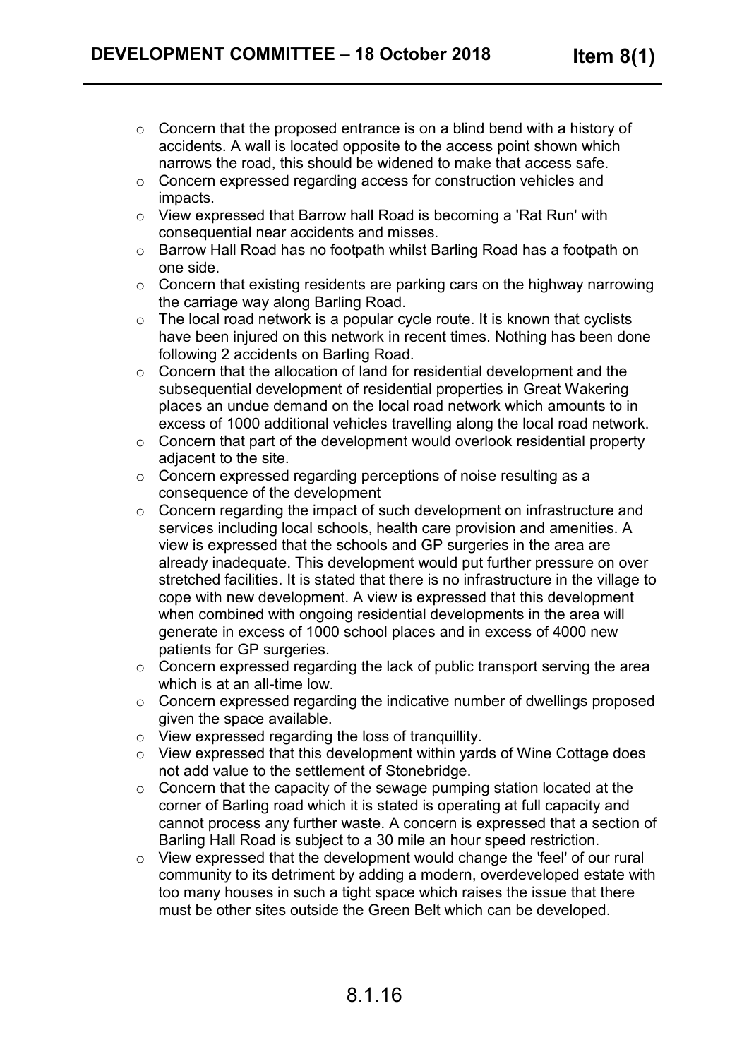- Concern that the proposed entrance is on a blind bend with a history of accidents. A wall is located opposite to the access point shown which narrows the road, this should be widened to make that access safe.
- Concern expressed regarding access for construction vehicles and impacts.
- View expressed that Barrow hall Road is becoming a 'Rat Run' with consequential near accidents and misses.
- Barrow Hall Road has no footpath whilst Barling Road has a footpath on one side.
- Concern that existing residents are parking cars on the highway narrowing the carriage way along Barling Road.
- The local road network is a popular cycle route. It is known that cyclists have been injured on this network in recent times. Nothing has been done following 2 accidents on Barling Road.
- Concern that the allocation of land for residential development and the subsequential development of residential properties in Great Wakering places an undue demand on the local road network which amounts to in excess of 1000 additional vehicles travelling along the local road network.
- Concern that part of the development would overlook residential property adjacent to the site.
- Concern expressed regarding perceptions of noise resulting as a consequence of the development
- Concern regarding the impact of such development on infrastructure and services including local schools, health care provision and amenities. A view is expressed that the schools and GP surgeries in the area are already inadequate. This development would put further pressure on over stretched facilities. It is stated that there is no infrastructure in the village to cope with new development. A view is expressed that this development when combined with ongoing residential developments in the area will generate in excess of 1000 school places and in excess of 4000 new patients for GP surgeries.
- Concern expressed regarding the lack of public transport serving the area which is at an all-time low.
- Concern expressed regarding the indicative number of dwellings proposed given the space available.
- View expressed regarding the loss of tranquillity.
- View expressed that this development within yards of Wine Cottage does not add value to the settlement of Stonebridge.
- Concern that the capacity of the sewage pumping station located at the corner of Barling road which it is stated is operating at full capacity and cannot process any further waste. A concern is expressed that a section of Barling Hall Road is subject to a 30 mile an hour speed restriction.
- View expressed that the development would change the 'feel' of our rural community to its detriment by adding a modern, overdeveloped estate with too many houses in such a tight space which raises the issue that there must be other sites outside the Green Belt which can be developed.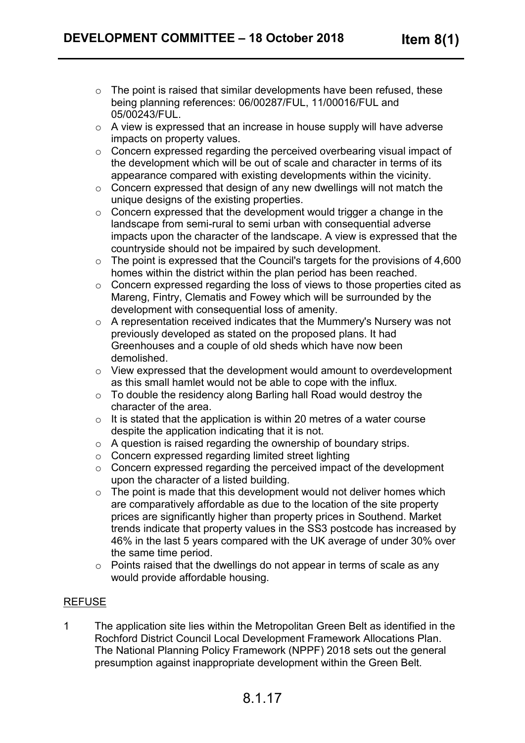- The point is raised that similar developments have been refused, these being planning references: 06/00287/FUL, 11/00016/FUL and 05/00243/FUL.
- A view is expressed that an increase in house supply will have adverse impacts on property values.
- Concern expressed regarding the perceived overbearing visual impact of the development which will be out of scale and character in terms of its appearance compared with existing developments within the vicinity.
- Concern expressed that design of any new dwellings will not match the unique designs of the existing properties.
- Concern expressed that the development would trigger a change in the landscape from semi-rural to semi urban with consequential adverse impacts upon the character of the landscape. A view is expressed that the countryside should not be impaired by such development.
- The point is expressed that the Council's targets for the provisions of 4,600 homes within the district within the plan period has been reached.
- Concern expressed regarding the loss of views to those properties cited as Mareng, Fintry, Clematis and Fowey which will be surrounded by the development with consequential loss of amenity.
- A representation received indicates that the Mummery's Nursery was not previously developed as stated on the proposed plans. It had Greenhouses and a couple of old sheds which have now been demolished.
- View expressed that the development would amount to overdevelopment as this small hamlet would not be able to cope with the influx.
- To double the residency along Barling hall Road would destroy the character of the area.
- It is stated that the application is within 20 metres of a water course despite the application indicating that it is not.
- A question is raised regarding the ownership of boundary strips.
- Concern expressed regarding limited street lighting
- Concern expressed regarding the perceived impact of the development upon the character of a listed building.
- The point is made that this development would not deliver homes which are comparatively affordable as due to the location of the site property prices are significantly higher than property prices in Southend. Market trends indicate that property values in the SS3 postcode has increased by 46% in the last 5 years compared with the UK average of under 30% over the same time period.
- Points raised that the dwellings do not appear in terms of scale as any would provide affordable housing.

<u>REFUSE</u>

1 The application site lies within the Metropolitan Green Belt as identified in the Rochford District Council Local Development Framework Allocations Plan. The National Planning Policy Framework (NPPF) 2018 sets out the general presumption against inappropriate development within the Green Belt.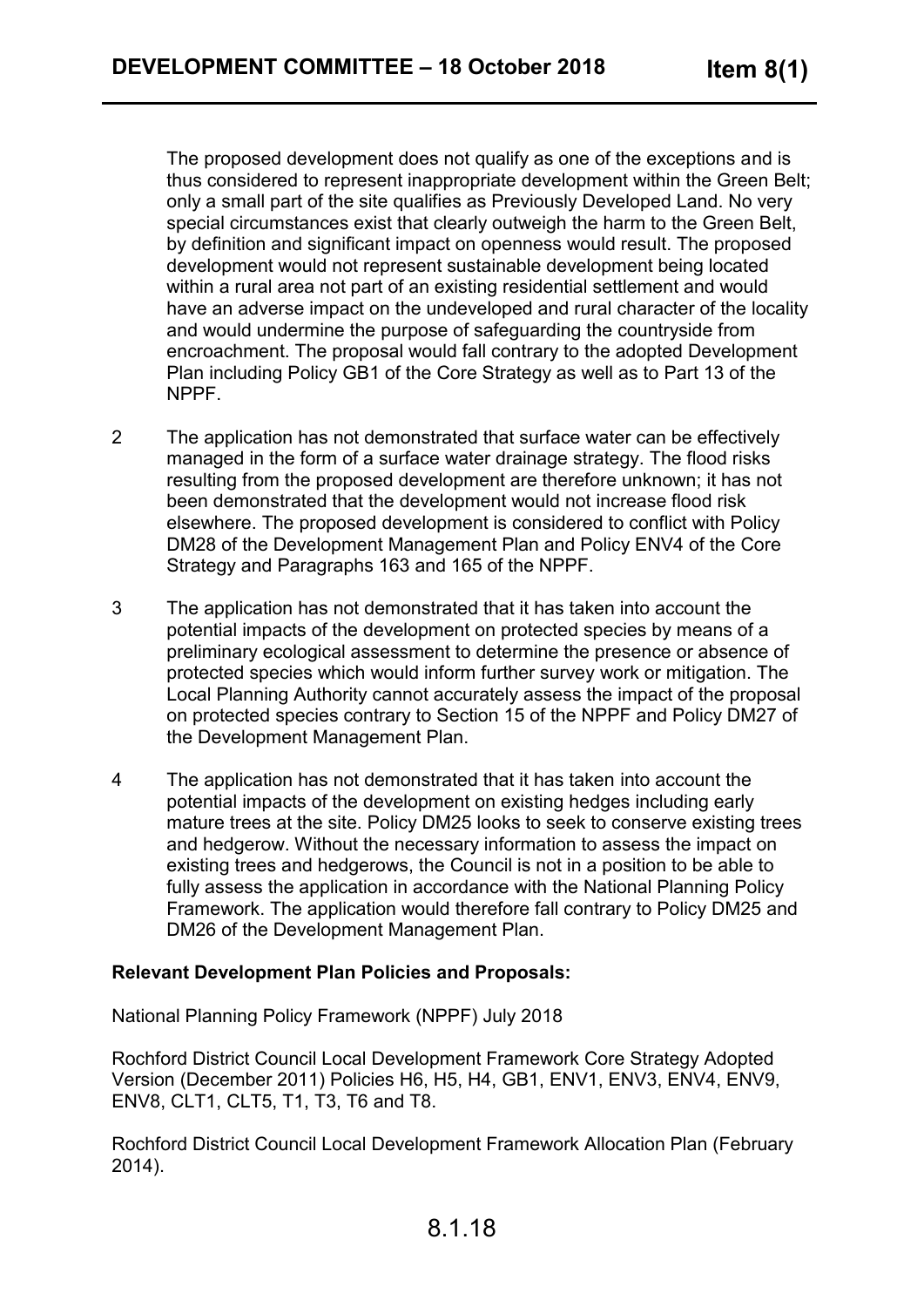The proposed development does not qualify as one of the exceptions and is thus considered to represent inappropriate development within the Green Belt; only a small part of the site qualifies as Previously Developed Land. No very special circumstances exist that clearly outweigh the harm to the Green Belt, by definition and significant impact on openness would result. The proposed development would not represent sustainable development being located within a rural area not part of an existing residential settlement and would have an adverse impact on the undeveloped and rural character of the locality and would undermine the purpose of safeguarding the countryside from encroachment. The proposal would fall contrary to the adopted Development Plan including Policy GB1 of the Core Strategy as well as to Part 13 of the NPPF.

2 The application has not demonstrated that surface water can be effectively managed in the form of a surface water drainage strategy. The flood risks resulting from the proposed development are therefore unknown; it has not been demonstrated that the development would not increase flood risk elsewhere. The proposed development is considered to conflict with Policy DM28 of the Development Management Plan and Policy ENV4 of the Core Strategy and Paragraphs 163 and 165 of the NPPF.

3 The application has not demonstrated that it has taken into account the potential impacts of the development on protected species by means of a preliminary ecological assessment to determine the presence or absence of protected species which would inform further survey work or mitigation. The Local Planning Authority cannot accurately assess the impact of the proposal on protected species contrary to Section 15 of the NPPF and Policy DM27 of the Development Management Plan.

4 The application has not demonstrated that it has taken into account the potential impacts of the development on existing hedges including early mature trees at the site. Policy DM25 looks to seek to conserve existing trees and hedgerow. Without the necessary information to assess the impact on existing trees and hedgerows, the Council is not in a position to be able to fully assess the application in accordance with the National Planning Policy Framework. The application would therefore fall contrary to Policy DM25 and DM26 of the Development Management Plan.

**Relevant Development Plan Policies and Proposals:**

National Planning Policy Framework (NPPF) July 2018

Rochford District Council Local Development Framework Core Strategy Adopted Version (December 2011) Policies H6, H5, H4, GB1, ENV1, ENV3, ENV4, ENV9, ENV8, CLT1, CLT5, T1, T3, T6 and T8.

Rochford District Council Local Development Framework Allocation Plan (February 2014).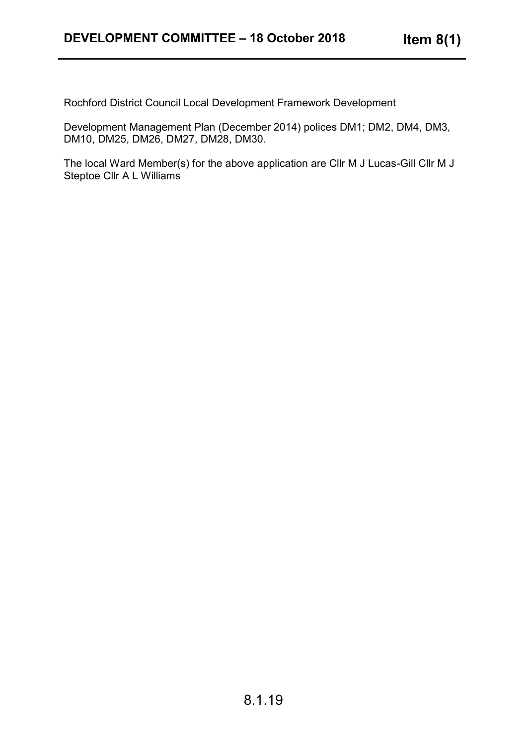Rochford District Council Local Development Framework Development

Development Management Plan (December 2014) polices DM1; DM2, DM4, DM3, DM10, DM25, DM26, DM27, DM28, DM30.

The local Ward Member(s) for the above application are Cllr M J Lucas-Gill Cllr M J Steptoe Cllr A L Williams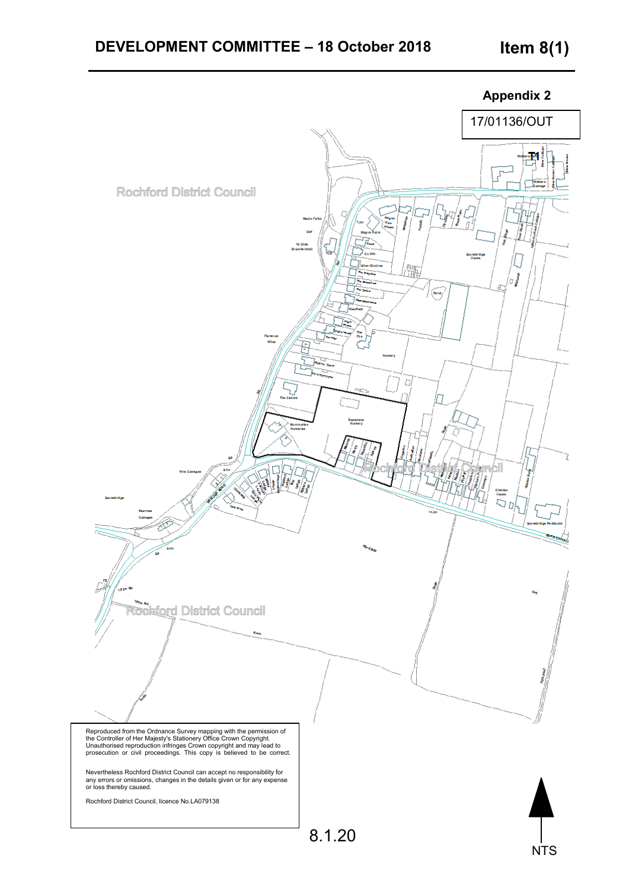## Appendix 2

17/01136/OUT

Reproduced from the Ordnance Survey mapping with the permission of the Controller of Her Majesty's Stationery Office Crown Copyright. Unauthorised reproduction infringes Crown copyright and may lead to prosecution or civil proceedings. This copy is believed to be correct.

Nevertheless Rochford District Council can accept no responsibility for any errors or omissions, changes in the details given or for any expense or loss thereby caused.

Rochford District Council, licence No.LA079138

NTS